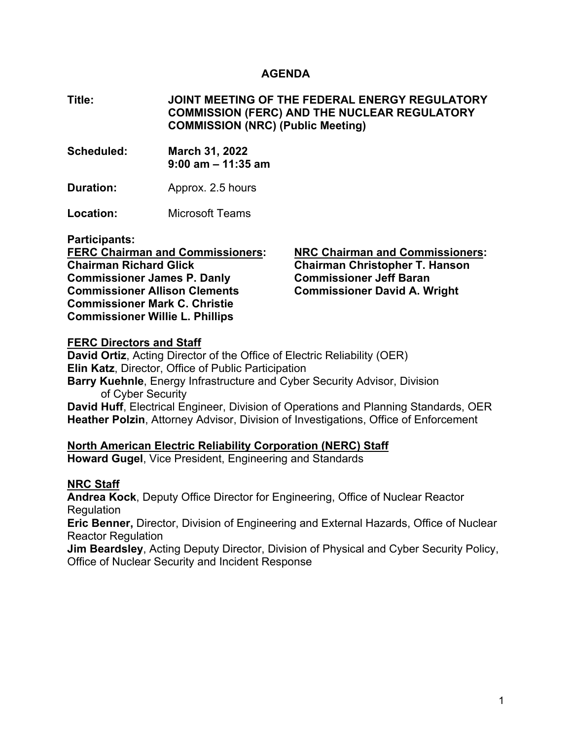# AGENDA

**Title:** **JOINT MEETING OF THE FEDERAL ENERGY REGULATORY COMMISSION (FERC) AND THE NUCLEAR REGULATORY COMMISSION (NRC) (Public Meeting)**

**Scheduled:** **March 31, 2022**
**9:00 am – 11:35 am**

**Duration:** Approx. 2.5 hours

**Location:** Microsoft Teams

**Participants:**

**FERC Chairman and Commissioners:**
**Chairman Richard Glick**
**Commissioner James P. Danly**
**Commissioner Allison Clements**
**Commissioner Mark C. Christie**
**Commissioner Willie L. Phillips**

**NRC Chairman and Commissioners:**
**Chairman Christopher T. Hanson**
**Commissioner Jeff Baran**
**Commissioner David A. Wright**

**FERC Directors and Staff**

**David Ortiz**, Acting Director of the Office of Electric Reliability (OER)
**Elin Katz**, Director, Office of Public Participation
**Barry Kuehnle**, Energy Infrastructure and Cyber Security Advisor, Division of Cyber Security
**David Huff**, Electrical Engineer, Division of Operations and Planning Standards, OER
**Heather Polzin**, Attorney Advisor, Division of Investigations, Office of Enforcement

**North American Electric Reliability Corporation (NERC) Staff**

**Howard Gugel**, Vice President, Engineering and Standards

**NRC Staff**

**Andrea Kock**, Deputy Office Director for Engineering, Office of Nuclear Reactor Regulation
**Eric Benner,** Director, Division of Engineering and External Hazards, Office of Nuclear Reactor Regulation
**Jim Beardsley**, Acting Deputy Director, Division of Physical and Cyber Security Policy, Office of Nuclear Security and Incident Response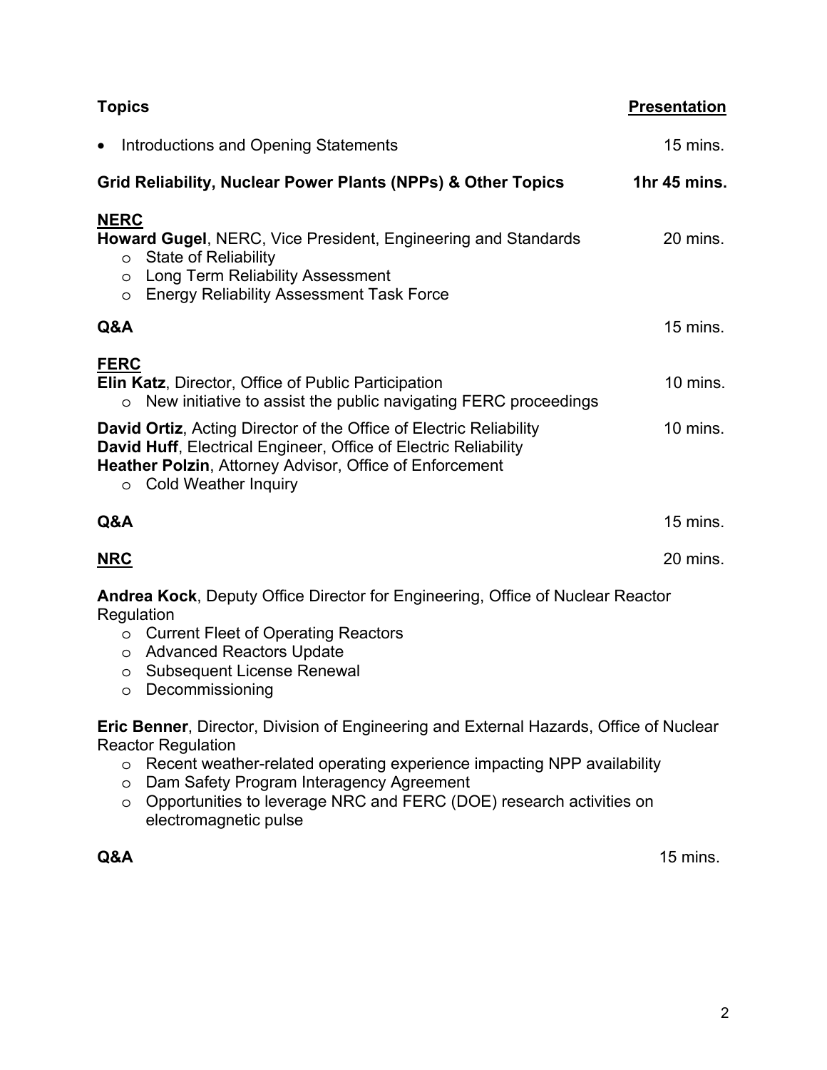| **Topics** | **Presentation** |
|---|---|
| • Introductions and Opening Statements | 15 mins. |
| **Grid Reliability, Nuclear Power Plants (NPPs) & Other Topics** | **1hr 45 mins.** |

**NERC**

**Howard Gugel**, NERC, Vice President, Engineering and Standards — 20 mins.

- State of Reliability
- Long Term Reliability Assessment
- Energy Reliability Assessment Task Force

**Q&A** — 15 mins.

**FERC**

**Elin Katz**, Director, Office of Public Participation — 10 mins.

- New initiative to assist the public navigating FERC proceedings

**David Ortiz**, Acting Director of the Office of Electric Reliability — 10 mins.
**David Huff**, Electrical Engineer, Office of Electric Reliability
**Heather Polzin**, Attorney Advisor, Office of Enforcement

- Cold Weather Inquiry

**Q&A** — 15 mins.

**NRC** — 20 mins.

**Andrea Kock**, Deputy Office Director for Engineering, Office of Nuclear Reactor Regulation

- Current Fleet of Operating Reactors
- Advanced Reactors Update
- Subsequent License Renewal
- Decommissioning

**Eric Benner**, Director, Division of Engineering and External Hazards, Office of Nuclear Reactor Regulation

- Recent weather-related operating experience impacting NPP availability
- Dam Safety Program Interagency Agreement
- Opportunities to leverage NRC and FERC (DOE) research activities on electromagnetic pulse

**Q&A** — 15 mins.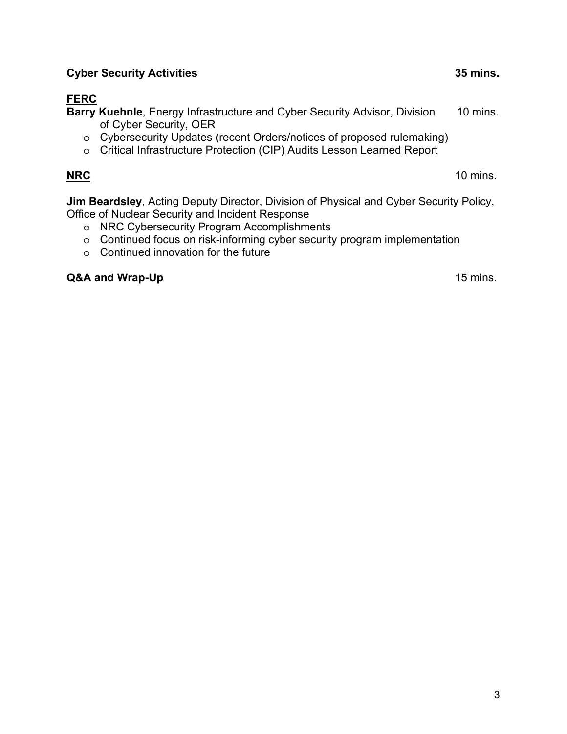**Cyber Security Activities** **35 mins.**

**FERC**

**Barry Kuehnle**, Energy Infrastructure and Cyber Security Advisor, Division of Cyber Security, OER 10 mins.

- Cybersecurity Updates (recent Orders/notices of proposed rulemaking)
- Critical Infrastructure Protection (CIP) Audits Lesson Learned Report

**NRC** 10 mins.

**Jim Beardsley**, Acting Deputy Director, Division of Physical and Cyber Security Policy, Office of Nuclear Security and Incident Response

- NRC Cybersecurity Program Accomplishments
- Continued focus on risk-informing cyber security program implementation
- Continued innovation for the future

**Q&A and Wrap-Up** 15 mins.